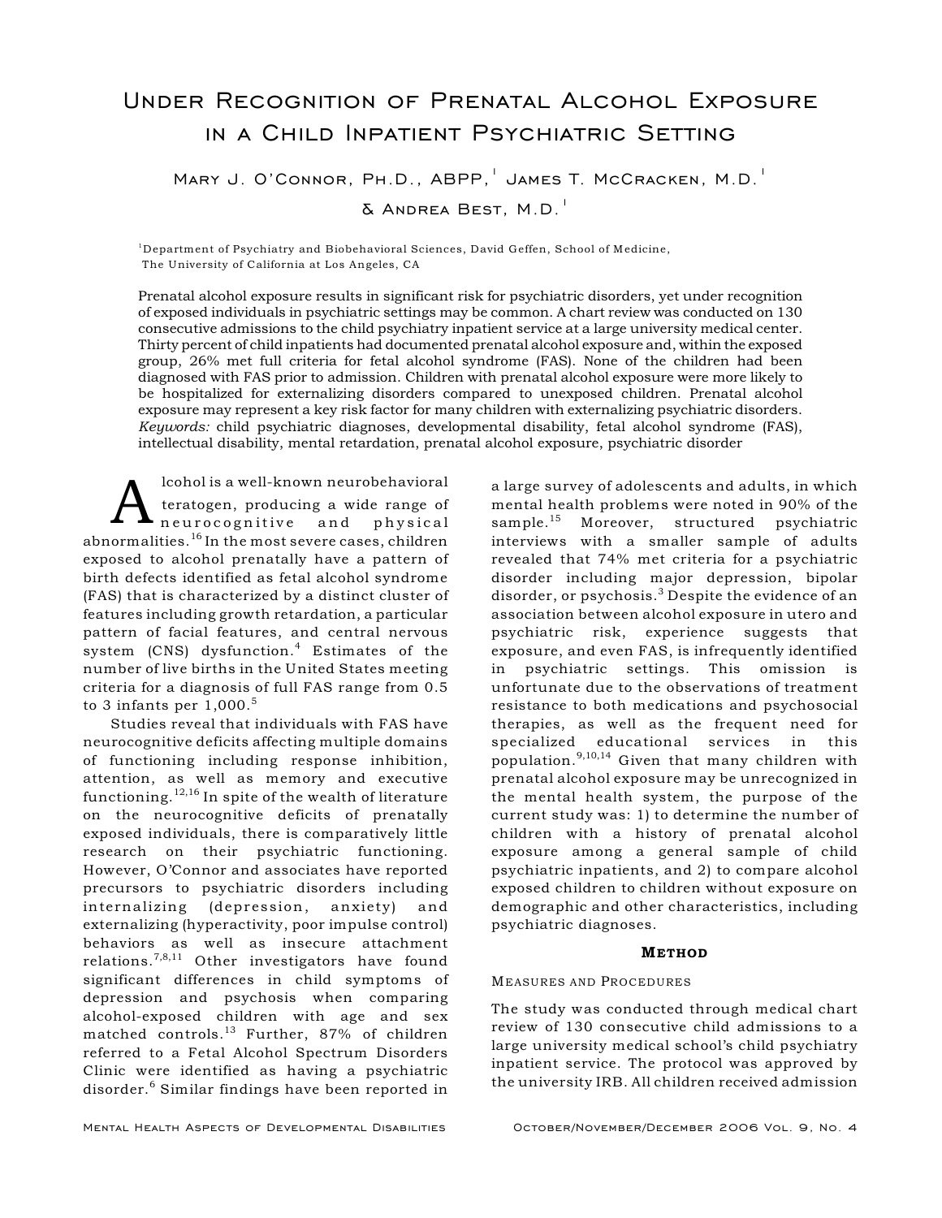# Under Recognition of Prenatal Alcohol Exposure in a Child Inpatient Psychiatric Setting

Mary J. O'Connor, Ph.D., ABPP,[1] James T. McCracken, M.D.[1] & Andrea Best, M.D.[1]

[1]Department of Psychiatry and Biobehavioral Sciences, David Geffen, School of Medicine, The University of California at Los Angeles, CA

Prenatal alcohol exposure results in significant risk for psychiatric disorders, yet under recognition of exposed individuals in psychiatric settings may be common. A chart review was conducted on 130 consecutive admissions to the child psychiatry inpatient service at a large university medical center. Thirty percent of child inpatients had documented prenatal alcohol exposure and, within the exposed group, 26% met full criteria for fetal alcohol syndrome (FAS). None of the children had been diagnosed with FAS prior to admission. Children with prenatal alcohol exposure were more likely to be hospitalized for externalizing disorders compared to unexposed children. Prenatal alcohol exposure may represent a key risk factor for many children with externalizing psychiatric disorders. *Keywords:* child psychiatric diagnoses, developmental disability, fetal alcohol syndrome (FAS), intellectual disability, mental retardation, prenatal alcohol exposure, psychiatric disorder

Alcohol is a well-known neurobehavioral teratogen, producing a wide range of neurocognitive and physical abnormalities.[16] In the most severe cases, children exposed to alcohol prenatally have a pattern of birth defects identified as fetal alcohol syndrome (FAS) that is characterized by a distinct cluster of features including growth retardation, a particular pattern of facial features, and central nervous system (CNS) dysfunction.[4] Estimates of the number of live births in the United States meeting criteria for a diagnosis of full FAS range from 0.5 to 3 infants per 1,000.[5]

Studies reveal that individuals with FAS have neurocognitive deficits affecting multiple domains of functioning including response inhibition, attention, as well as memory and executive functioning.[12,16] In spite of the wealth of literature on the neurocognitive deficits of prenatally exposed individuals, there is comparatively little research on their psychiatric functioning. However, O'Connor and associates have reported precursors to psychiatric disorders including internalizing (depression, anxiety) and externalizing (hyperactivity, poor impulse control) behaviors as well as insecure attachment relations.[7,8,11] Other investigators have found significant differences in child symptoms of depression and psychosis when comparing alcohol-exposed children with age and sex matched controls.[13] Further, 87% of children referred to a Fetal Alcohol Spectrum Disorders Clinic were identified as having a psychiatric disorder.[6] Similar findings have been reported in a large survey of adolescents and adults, in which mental health problems were noted in 90% of the sample.[15] Moreover, structured psychiatric interviews with a smaller sample of adults revealed that 74% met criteria for a psychiatric disorder including major depression, bipolar disorder, or psychosis.[3] Despite the evidence of an association between alcohol exposure in utero and psychiatric risk, experience suggests that exposure, and even FAS, is infrequently identified in psychiatric settings. This omission is unfortunate due to the observations of treatment resistance to both medications and psychosocial therapies, as well as the frequent need for specialized educational services in this population.[9,10,14] Given that many children with prenatal alcohol exposure may be unrecognized in the mental health system, the purpose of the current study was: 1) to determine the number of children with a history of prenatal alcohol exposure among a general sample of child psychiatric inpatients, and 2) to compare alcohol exposed children to children without exposure on demographic and other characteristics, including psychiatric diagnoses.

## Method

### Measures and Procedures

The study was conducted through medical chart review of 130 consecutive child admissions to a large university medical school's child psychiatry inpatient service. The protocol was approved by the university IRB. All children received admission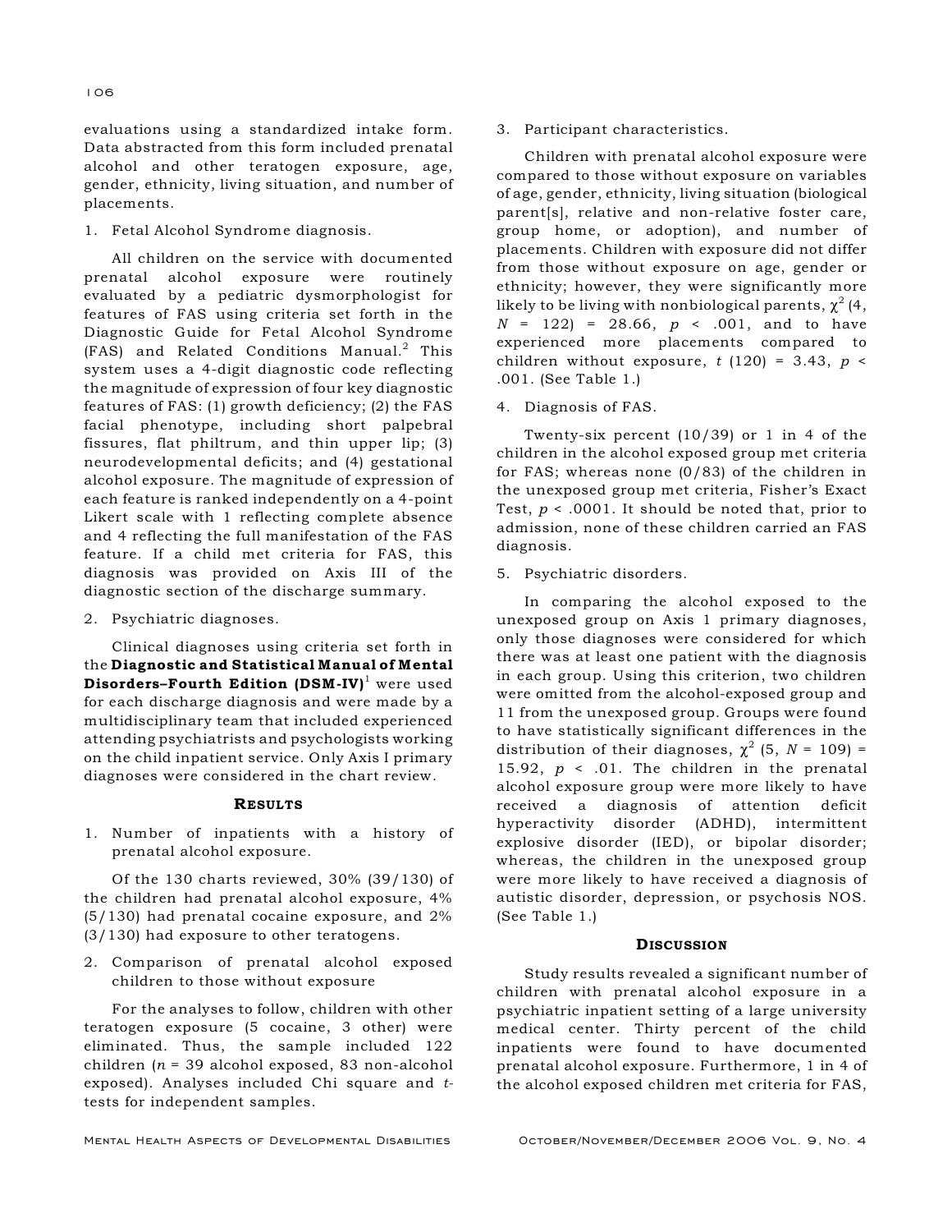evaluations using a standardized intake form. Data abstracted from this form included prenatal alcohol and other teratogen exposure, age, gender, ethnicity, living situation, and number of placements.

1. Fetal Alcohol Syndrome diagnosis.

All children on the service with documented prenatal alcohol exposure were routinely evaluated by a pediatric dysmorphologist for features of FAS using criteria set forth in the Diagnostic Guide for Fetal Alcohol Syndrome (FAS) and Related Conditions Manual.[2] This system uses a 4-digit diagnostic code reflecting the magnitude of expression of four key diagnostic features of FAS: (1) growth deficiency; (2) the FAS facial phenotype, including short palpebral fissures, flat philtrum, and thin upper lip; (3) neurodevelopmental deficits; and (4) gestational alcohol exposure. The magnitude of expression of each feature is ranked independently on a 4-point Likert scale with 1 reflecting complete absence and 4 reflecting the full manifestation of the FAS feature. If a child met criteria for FAS, this diagnosis was provided on Axis III of the diagnostic section of the discharge summary.

2. Psychiatric diagnoses.

Clinical diagnoses using criteria set forth in the **Diagnostic and Statistical Manual of Mental Disorders–Fourth Edition (DSM-IV)**[1] were used for each discharge diagnosis and were made by a multidisciplinary team that included experienced attending psychiatrists and psychologists working on the child inpatient service. Only Axis I primary diagnoses were considered in the chart review.

## RESULTS

1. Number of inpatients with a history of prenatal alcohol exposure.

Of the 130 charts reviewed, 30% (39/130) of the children had prenatal alcohol exposure, 4% (5/130) had prenatal cocaine exposure, and 2% (3/130) had exposure to other teratogens.

2. Comparison of prenatal alcohol exposed children to those without exposure

For the analyses to follow, children with other teratogen exposure (5 cocaine, 3 other) were eliminated. Thus, the sample included 122 children ($n$ = 39 alcohol exposed, 83 non-alcohol exposed). Analyses included Chi square and *t*-tests for independent samples.

3. Participant characteristics.

Children with prenatal alcohol exposure were compared to those without exposure on variables of age, gender, ethnicity, living situation (biological parent[s], relative and non-relative foster care, group home, or adoption), and number of placements. Children with exposure did not differ from those without exposure on age, gender or ethnicity; however, they were significantly more likely to be living with nonbiological parents, $\chi^2$ (4, $N$ = 122) = 28.66, $p$ < .001, and to have experienced more placements compared to children without exposure, $t$ (120) = 3.43, $p$ < .001. (See Table 1.)

4. Diagnosis of FAS.

Twenty-six percent (10/39) or 1 in 4 of the children in the alcohol exposed group met criteria for FAS; whereas none (0/83) of the children in the unexposed group met criteria, Fisher's Exact Test, $p$ < .0001. It should be noted that, prior to admission, none of these children carried an FAS diagnosis.

5. Psychiatric disorders.

In comparing the alcohol exposed to the unexposed group on Axis 1 primary diagnoses, only those diagnoses were considered for which there was at least one patient with the diagnosis in each group. Using this criterion, two children were omitted from the alcohol-exposed group and 11 from the unexposed group. Groups were found to have statistically significant differences in the distribution of their diagnoses, $\chi^2$ (5, $N$ = 109) = 15.92, $p$ < .01. The children in the prenatal alcohol exposure group were more likely to have received a diagnosis of attention deficit hyperactivity disorder (ADHD), intermittent explosive disorder (IED), or bipolar disorder; whereas, the children in the unexposed group were more likely to have received a diagnosis of autistic disorder, depression, or psychosis NOS. (See Table 1.)

## DISCUSSION

Study results revealed a significant number of children with prenatal alcohol exposure in a psychiatric inpatient setting of a large university medical center. Thirty percent of the child inpatients were found to have documented prenatal alcohol exposure. Furthermore, 1 in 4 of the alcohol exposed children met criteria for FAS,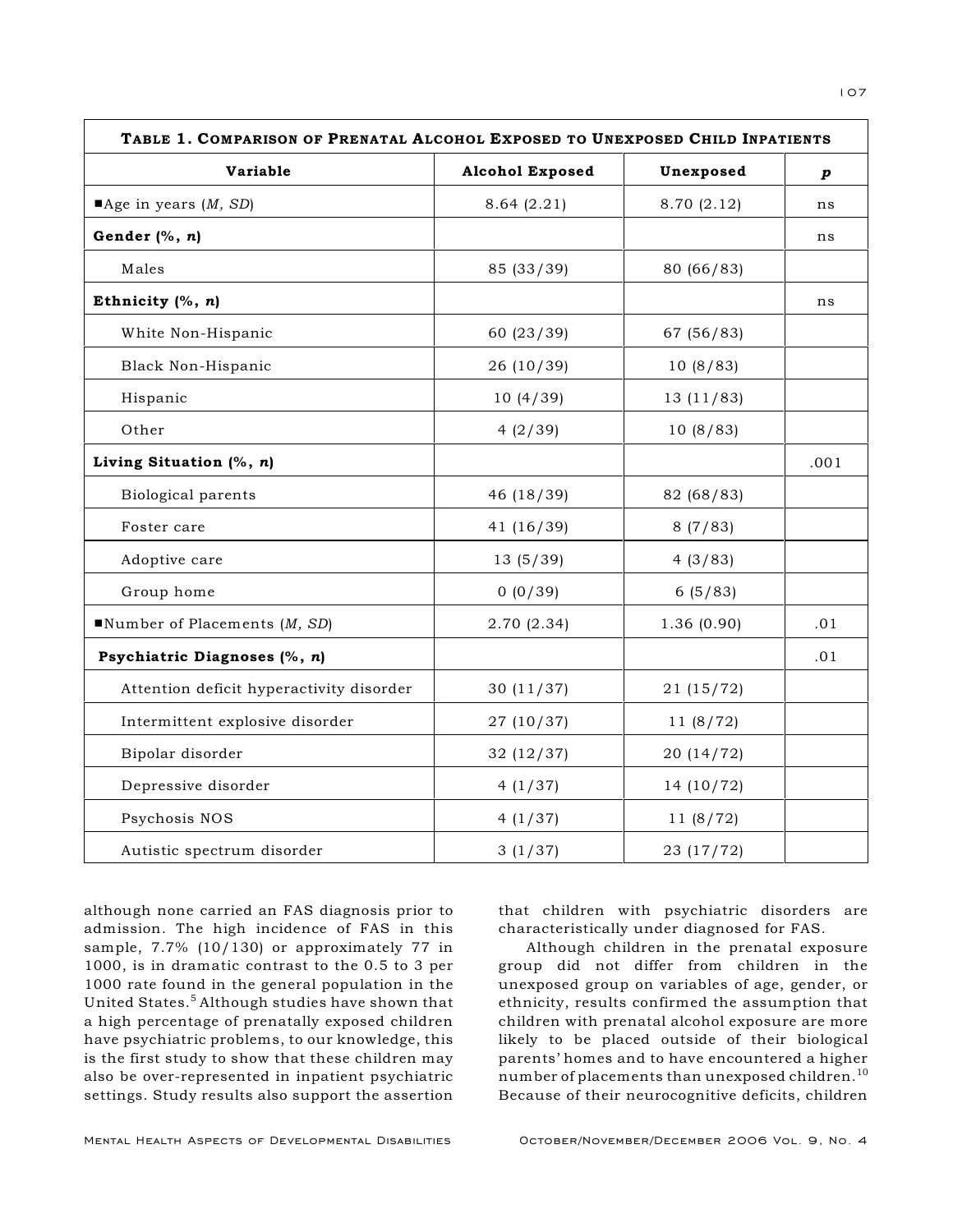**Table 1. Comparison of Prenatal Alcohol Exposed to Unexposed Child Inpatients**

| Variable | Alcohol Exposed | Unexposed | *p* |
|---|---|---|---|
| ■Age in years (*M, SD*) | 8.64 (2.21) | 8.70 (2.12) | ns |
| **Gender (%, *n*)** | | | ns |
| Males | 85 (33/39) | 80 (66/83) | |
| **Ethnicity (%, *n*)** | | | ns |
| White Non-Hispanic | 60 (23/39) | 67 (56/83) | |
| Black Non-Hispanic | 26 (10/39) | 10 (8/83) | |
| Hispanic | 10 (4/39) | 13 (11/83) | |
| Other | 4 (2/39) | 10 (8/83) | |
| **Living Situation (%, *n*)** | | | .001 |
| Biological parents | 46 (18/39) | 82 (68/83) | |
| Foster care | 41 (16/39) | 8 (7/83) | |
| Adoptive care | 13 (5/39) | 4 (3/83) | |
| Group home | 0 (0/39) | 6 (5/83) | |
| ■Number of Placements (*M, SD*) | 2.70 (2.34) | 1.36 (0.90) | .01 |
| **Psychiatric Diagnoses (%, *n*)** | | | .01 |
| Attention deficit hyperactivity disorder | 30 (11/37) | 21 (15/72) | |
| Intermittent explosive disorder | 27 (10/37) | 11 (8/72) | |
| Bipolar disorder | 32 (12/37) | 20 (14/72) | |
| Depressive disorder | 4 (1/37) | 14 (10/72) | |
| Psychosis NOS | 4 (1/37) | 11 (8/72) | |
| Autistic spectrum disorder | 3 (1/37) | 23 (17/72) | |

although none carried an FAS diagnosis prior to admission. The high incidence of FAS in this sample, 7.7% (10/130) or approximately 77 in 1000, is in dramatic contrast to the 0.5 to 3 per 1000 rate found in the general population in the United States.[5] Although studies have shown that a high percentage of prenatally exposed children have psychiatric problems, to our knowledge, this is the first study to show that these children may also be over-represented in inpatient psychiatric settings. Study results also support the assertion that children with psychiatric disorders are characteristically under diagnosed for FAS.

Although children in the prenatal exposure group did not differ from children in the unexposed group on variables of age, gender, or ethnicity, results confirmed the assumption that children with prenatal alcohol exposure are more likely to be placed outside of their biological parents' homes and to have encountered a higher number of placements than unexposed children.[10] Because of their neurocognitive deficits, children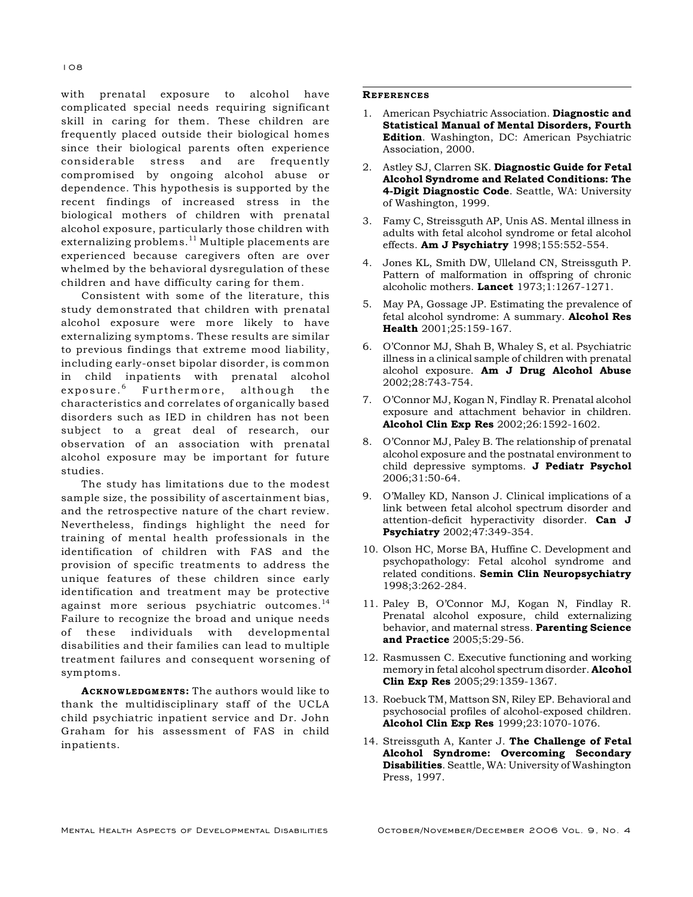with prenatal exposure to alcohol have complicated special needs requiring significant skill in caring for them. These children are frequently placed outside their biological homes since their biological parents often experience considerable stress and are frequently compromised by ongoing alcohol abuse or dependence. This hypothesis is supported by the recent findings of increased stress in the biological mothers of children with prenatal alcohol exposure, particularly those children with externalizing problems.[11] Multiple placements are experienced because caregivers often are over whelmed by the behavioral dysregulation of these children and have difficulty caring for them.

Consistent with some of the literature, this study demonstrated that children with prenatal alcohol exposure were more likely to have externalizing symptoms. These results are similar to previous findings that extreme mood liability, including early-onset bipolar disorder, is common in child inpatients with prenatal alcohol exposure.[6] Furthermore, although the characteristics and correlates of organically based disorders such as IED in children has not been subject to a great deal of research, our observation of an association with prenatal alcohol exposure may be important for future studies.

The study has limitations due to the modest sample size, the possibility of ascertainment bias, and the retrospective nature of the chart review. Nevertheless, findings highlight the need for training of mental health professionals in the identification of children with FAS and the provision of specific treatments to address the unique features of these children since early identification and treatment may be protective against more serious psychiatric outcomes.[14] Failure to recognize the broad and unique needs of these individuals with developmental disabilities and their families can lead to multiple treatment failures and consequent worsening of symptoms.

**Acknowledgments:** The authors would like to thank the multidisciplinary staff of the UCLA child psychiatric inpatient service and Dr. John Graham for his assessment of FAS in child inpatients.

## References

1. American Psychiatric Association. **Diagnostic and Statistical Manual of Mental Disorders, Fourth Edition**. Washington, DC: American Psychiatric Association, 2000.
2. Astley SJ, Clarren SK. **Diagnostic Guide for Fetal Alcohol Syndrome and Related Conditions: The 4-Digit Diagnostic Code**. Seattle, WA: University of Washington, 1999.
3. Famy C, Streissguth AP, Unis AS. Mental illness in adults with fetal alcohol syndrome or fetal alcohol effects. **Am J Psychiatry** 1998;155:552-554.
4. Jones KL, Smith DW, Ulleland CN, Streissguth P. Pattern of malformation in offspring of chronic alcoholic mothers. **Lancet** 1973;1:1267-1271.
5. May PA, Gossage JP. Estimating the prevalence of fetal alcohol syndrome: A summary. **Alcohol Res Health** 2001;25:159-167.
6. O'Connor MJ, Shah B, Whaley S, et al. Psychiatric illness in a clinical sample of children with prenatal alcohol exposure. **Am J Drug Alcohol Abuse** 2002;28:743-754.
7. O'Connor MJ, Kogan N, Findlay R. Prenatal alcohol exposure and attachment behavior in children. **Alcohol Clin Exp Res** 2002;26:1592-1602.
8. O'Connor MJ, Paley B. The relationship of prenatal alcohol exposure and the postnatal environment to child depressive symptoms. **J Pediatr Psychol** 2006;31:50-64.
9. O'Malley KD, Nanson J. Clinical implications of a link between fetal alcohol spectrum disorder and attention-deficit hyperactivity disorder. **Can J Psychiatry** 2002;47:349-354.
10. Olson HC, Morse BA, Huffine C. Development and psychopathology: Fetal alcohol syndrome and related conditions. **Semin Clin Neuropsychiatry** 1998;3:262-284.
11. Paley B, O'Connor MJ, Kogan N, Findlay R. Prenatal alcohol exposure, child externalizing behavior, and maternal stress. **Parenting Science and Practice** 2005;5:29-56.
12. Rasmussen C. Executive functioning and working memory in fetal alcohol spectrum disorder. **Alcohol Clin Exp Res** 2005;29:1359-1367.
13. Roebuck TM, Mattson SN, Riley EP. Behavioral and psychosocial profiles of alcohol-exposed children. **Alcohol Clin Exp Res** 1999;23:1070-1076.
14. Streissguth A, Kanter J. **The Challenge of Fetal Alcohol Syndrome: Overcoming Secondary Disabilities**. Seattle, WA: University of Washington Press, 1997.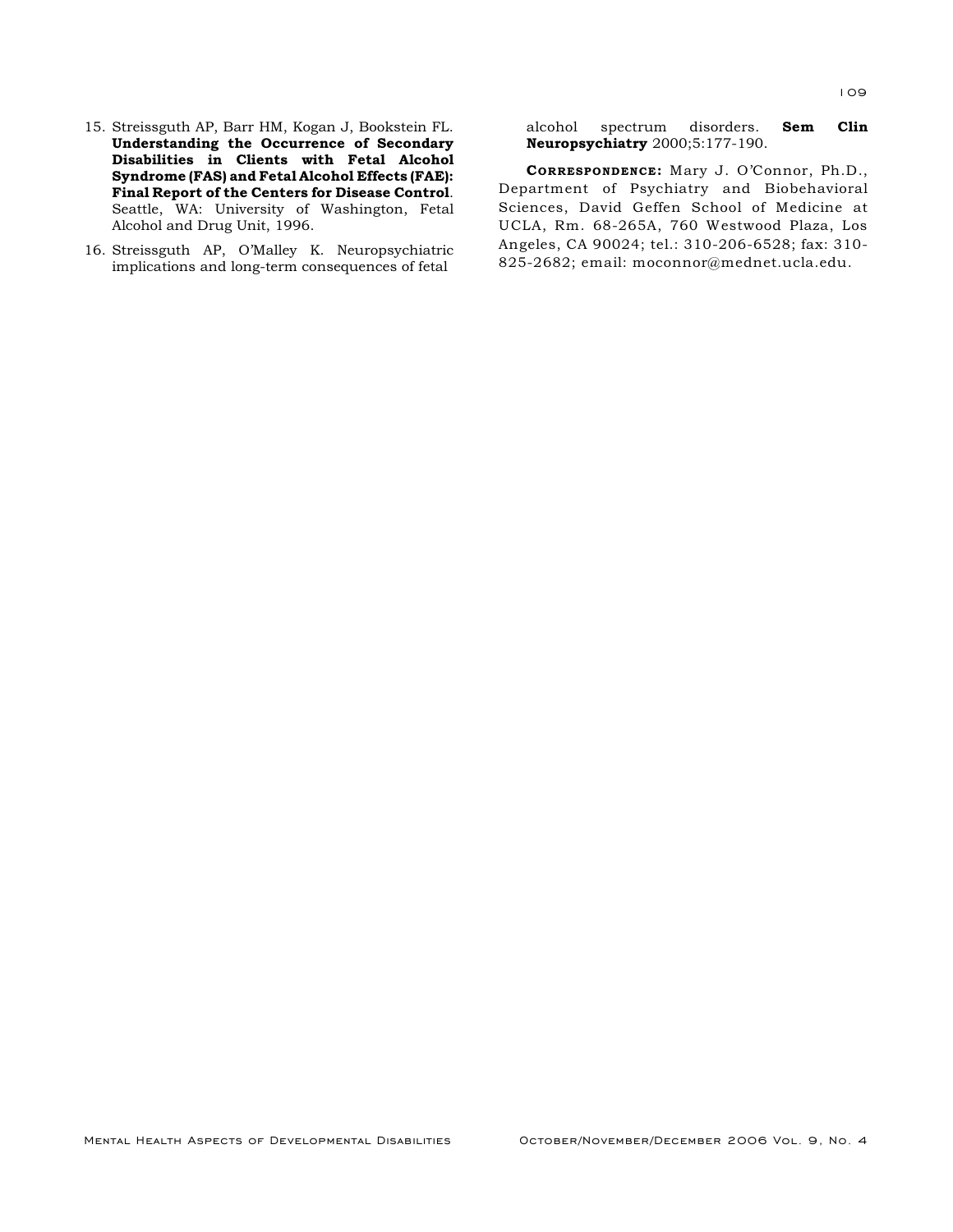15. Streissguth AP, Barr HM, Kogan J, Bookstein FL. **Understanding the Occurrence of Secondary Disabilities in Clients with Fetal Alcohol Syndrome (FAS) and Fetal Alcohol Effects (FAE): Final Report of the Centers for Disease Control**. Seattle, WA: University of Washington, Fetal Alcohol and Drug Unit, 1996.
16. Streissguth AP, O'Malley K. Neuropsychiatric implications and long-term consequences of fetal alcohol spectrum disorders. **Sem Clin Neuropsychiatry** 2000;5:177-190.

**Correspondence:** Mary J. O'Connor, Ph.D., Department of Psychiatry and Biobehavioral Sciences, David Geffen School of Medicine at UCLA, Rm. 68-265A, 760 Westwood Plaza, Los Angeles, CA 90024; tel.: 310-206-6528; fax: 310-825-2682; email: moconnor@mednet.ucla.edu.